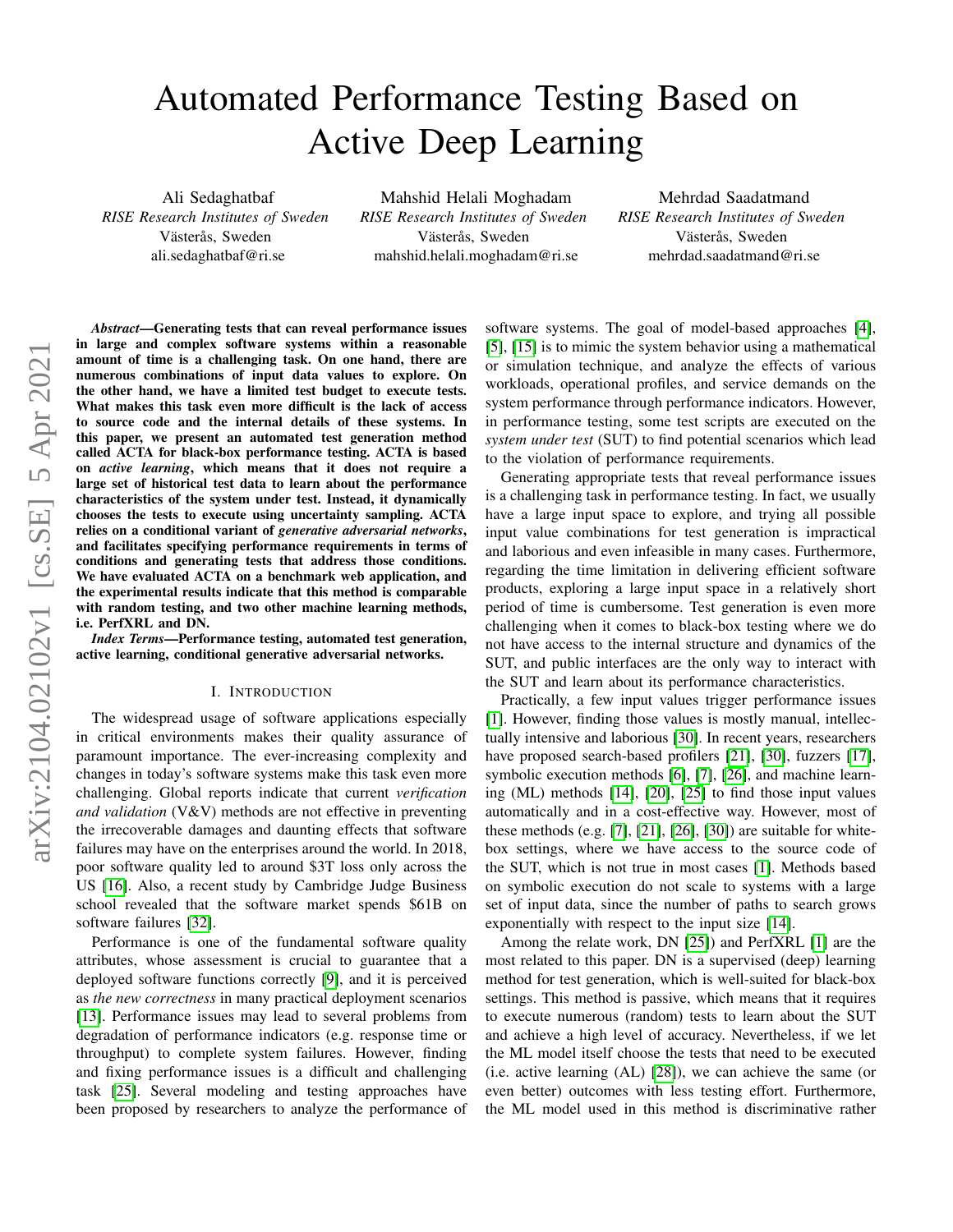# Automated Performance Testing Based on Active Deep Learning

Ali Sedaghatbaf
*RISE Research Institutes of Sweden*
Västerås, Sweden
ali.sedaghatbaf@ri.se

Mahshid Helali Moghadam
*RISE Research Institutes of Sweden*
Västerås, Sweden
mahshid.helali.moghadam@ri.se

Mehrdad Saadatmand
*RISE Research Institutes of Sweden*
Västerås, Sweden
mehrdad.saadatmand@ri.se

***Abstract*—Generating tests that can reveal performance issues in large and complex software systems within a reasonable amount of time is a challenging task. On one hand, there are numerous combinations of input data values to explore. On the other hand, we have a limited test budget to execute tests. What makes this task even more difficult is the lack of access to source code and the internal details of these systems. In this paper, we present an automated test generation method called ACTA for black-box performance testing. ACTA is based on *active learning*, which means that it does not require a large set of historical test data to learn about the performance characteristics of the system under test. Instead, it dynamically chooses the tests to execute using uncertainty sampling. ACTA relies on a conditional variant of *generative adversarial networks*, and facilitates specifying performance requirements in terms of conditions and generating tests that address those conditions. We have evaluated ACTA on a benchmark web application, and the experimental results indicate that this method is comparable with random testing, and two other machine learning methods, i.e. PerfXRL and DN.**

***Index Terms*—Performance testing, automated test generation, active learning, conditional generative adversarial networks.**

## I. Introduction

The widespread usage of software applications especially in critical environments makes their quality assurance of paramount importance. The ever-increasing complexity and changes in today's software systems make this task even more challenging. Global reports indicate that current *verification and validation* (V&V) methods are not effective in preventing the irrecoverable damages and daunting effects that software failures may have on the enterprises around the world. In 2018, poor software quality led to around $3T loss only across the US [16]. Also, a recent study by Cambridge Judge Business school revealed that the software market spends $61B on software failures [32].

Performance is one of the fundamental software quality attributes, whose assessment is crucial to guarantee that a deployed software functions correctly [9], and it is perceived as *the new correctness* in many practical deployment scenarios [13]. Performance issues may lead to several problems from degradation of performance indicators (e.g. response time or throughput) to complete system failures. However, finding and fixing performance issues is a difficult and challenging task [25]. Several modeling and testing approaches have been proposed by researchers to analyze the performance of software systems. The goal of model-based approaches [4], [5], [15] is to mimic the system behavior using a mathematical or simulation technique, and analyze the effects of various workloads, operational profiles, and service demands on the system performance through performance indicators. However, in performance testing, some test scripts are executed on the *system under test* (SUT) to find potential scenarios which lead to the violation of performance requirements.

Generating appropriate tests that reveal performance issues is a challenging task in performance testing. In fact, we usually have a large input space to explore, and trying all possible input value combinations for test generation is impractical and laborious and even infeasible in many cases. Furthermore, regarding the time limitation in delivering efficient software products, exploring a large input space in a relatively short period of time is cumbersome. Test generation is even more challenging when it comes to black-box testing where we do not have access to the internal structure and dynamics of the SUT, and public interfaces are the only way to interact with the SUT and learn about its performance characteristics.

Practically, a few input values trigger performance issues [1]. However, finding those values is mostly manual, intellectually intensive and laborious [30]. In recent years, researchers have proposed search-based profilers [21], [30], fuzzers [17], symbolic execution methods [6], [7], [26], and machine learning (ML) methods [14], [20], [25] to find those input values automatically and in a cost-effective way. However, most of these methods (e.g. [7], [21], [26], [30]) are suitable for white-box settings, where we have access to the source code of the SUT, which is not true in most cases [1]. Methods based on symbolic execution do not scale to systems with a large set of input data, since the number of paths to search grows exponentially with respect to the input size [14].

Among the relate work, DN [25]) and PerfXRL [1] are the most related to this paper. DN is a supervised (deep) learning method for test generation, which is well-suited for black-box settings. This method is passive, which means that it requires to execute numerous (random) tests to learn about the SUT and achieve a high level of accuracy. Nevertheless, if we let the ML model itself choose the tests that need to be executed (i.e. active learning (AL) [28]), we can achieve the same (or even better) outcomes with less testing effort. Furthermore, the ML model used in this method is discriminative rather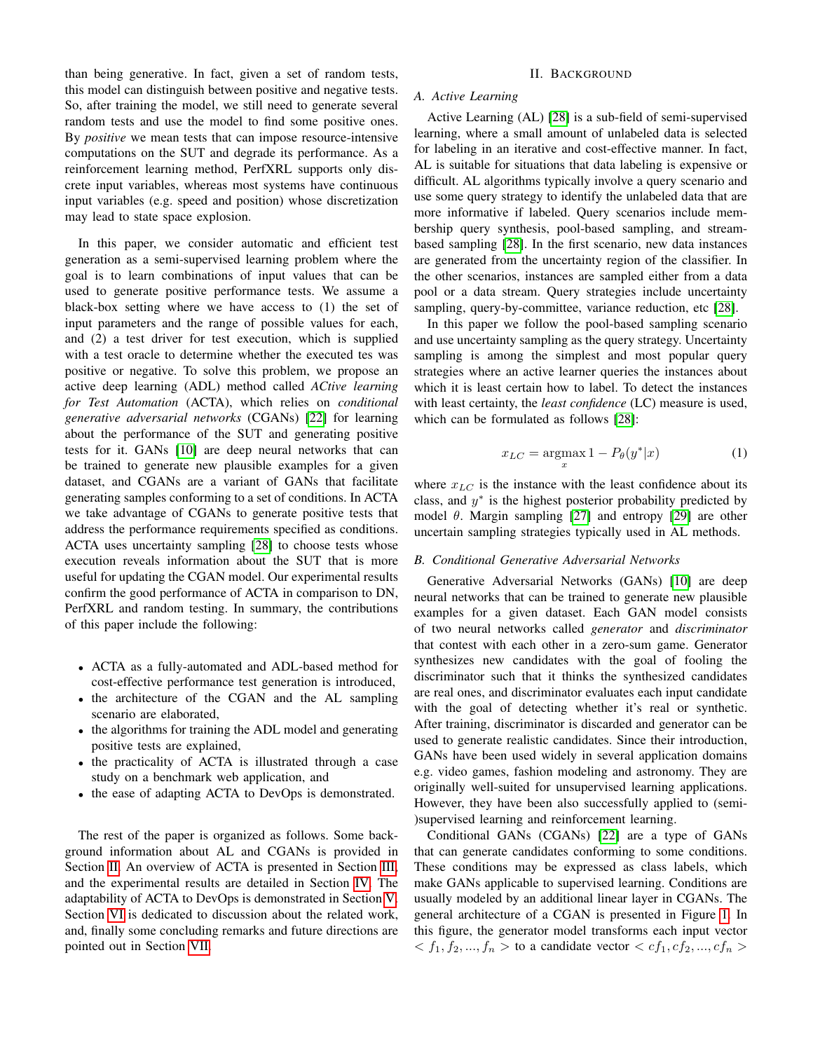than being generative. In fact, given a set of random tests, this model can distinguish between positive and negative tests. So, after training the model, we still need to generate several random tests and use the model to find some positive ones. By *positive* we mean tests that can impose resource-intensive computations on the SUT and degrade its performance. As a reinforcement learning method, PerfXRL supports only discrete input variables, whereas most systems have continuous input variables (e.g. speed and position) whose discretization may lead to state space explosion.

In this paper, we consider automatic and efficient test generation as a semi-supervised learning problem where the goal is to learn combinations of input values that can be used to generate positive performance tests. We assume a black-box setting where we have access to (1) the set of input parameters and the range of possible values for each, and (2) a test driver for test execution, which is supplied with a test oracle to determine whether the executed tes was positive or negative. To solve this problem, we propose an active deep learning (ADL) method called *ACtive learning for Test Automation* (ACTA), which relies on *conditional generative adversarial networks* (CGANs) [22] for learning about the performance of the SUT and generating positive tests for it. GANs [10] are deep neural networks that can be trained to generate new plausible examples for a given dataset, and CGANs are a variant of GANs that facilitate generating samples conforming to a set of conditions. In ACTA we take advantage of CGANs to generate positive tests that address the performance requirements specified as conditions. ACTA uses uncertainty sampling [28] to choose tests whose execution reveals information about the SUT that is more useful for updating the CGAN model. Our experimental results confirm the good performance of ACTA in comparison to DN, PerfXRL and random testing. In summary, the contributions of this paper include the following:

- ACTA as a fully-automated and ADL-based method for cost-effective performance test generation is introduced,
- the architecture of the CGAN and the AL sampling scenario are elaborated,
- the algorithms for training the ADL model and generating positive tests are explained,
- the practicality of ACTA is illustrated through a case study on a benchmark web application, and
- the ease of adapting ACTA to DevOps is demonstrated.

The rest of the paper is organized as follows. Some background information about AL and CGANs is provided in Section II. An overview of ACTA is presented in Section III, and the experimental results are detailed in Section IV. The adaptability of ACTA to DevOps is demonstrated in Section V. Section VI is dedicated to discussion about the related work, and, finally some concluding remarks and future directions are pointed out in Section VII.

## II. Background

### A. Active Learning

Active Learning (AL) [28] is a sub-field of semi-supervised learning, where a small amount of unlabeled data is selected for labeling in an iterative and cost-effective manner. In fact, AL is suitable for situations that data labeling is expensive or difficult. AL algorithms typically involve a query scenario and use some query strategy to identify the unlabeled data that are more informative if labeled. Query scenarios include membership query synthesis, pool-based sampling, and stream-based sampling [28]. In the first scenario, new data instances are generated from the uncertainty region of the classifier. In the other scenarios, instances are sampled either from a data pool or a data stream. Query strategies include uncertainty sampling, query-by-committee, variance reduction, etc [28].

In this paper we follow the pool-based sampling scenario and use uncertainty sampling as the query strategy. Uncertainty sampling is among the simplest and most popular query strategies where an active learner queries the instances about which it is least certain how to label. To detect the instances with least certainty, the *least confidence* (LC) measure is used, which can be formulated as follows [28]:

$$x_{LC} = \underset{x}{\operatorname{argmax}}\, 1 - P_\theta(y^*|x) \tag{1}$$

where $x_{LC}$ is the instance with the least confidence about its class, and $y^*$ is the highest posterior probability predicted by model $\theta$. Margin sampling [27] and entropy [29] are other uncertain sampling strategies typically used in AL methods.

### B. Conditional Generative Adversarial Networks

Generative Adversarial Networks (GANs) [10] are deep neural networks that can be trained to generate new plausible examples for a given dataset. Each GAN model consists of two neural networks called *generator* and *discriminator* that contest with each other in a zero-sum game. Generator synthesizes new candidates with the goal of fooling the discriminator such that it thinks the synthesized candidates are real ones, and discriminator evaluates each input candidate with the goal of detecting whether it's real or synthetic. After training, discriminator is discarded and generator can be used to generate realistic candidates. Since their introduction, GANs have been used widely in several application domains e.g. video games, fashion modeling and astronomy. They are originally well-suited for unsupervised learning applications. However, they have been also successfully applied to (semi-)supervised learning and reinforcement learning.

Conditional GANs (CGANs) [22] are a type of GANs that can generate candidates conforming to some conditions. These conditions may be expressed as class labels, which make GANs applicable to supervised learning. Conditions are usually modeled by an additional linear layer in CGANs. The general architecture of a CGAN is presented in Figure 1. In this figure, the generator model transforms each input vector $< f_1, f_2, ..., f_n >$ to a candidate vector $< cf_1, cf_2, ..., cf_n >$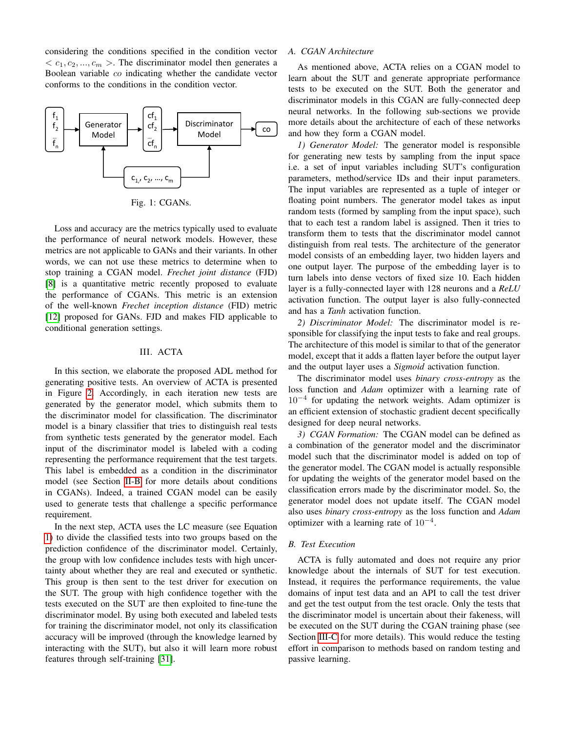considering the conditions specified in the condition vector $< c_1, c_2, ..., c_m >$. The discriminator model then generates a Boolean variable $co$ indicating whether the candidate vector conforms to the conditions in the condition vector.

Fig. 1: CGANs.

Loss and accuracy are the metrics typically used to evaluate the performance of neural network models. However, these metrics are not applicable to GANs and their variants. In other words, we can not use these metrics to determine when to stop training a CGAN model. *Frechet joint distance* (FJD) [8] is a quantitative metric recently proposed to evaluate the performance of CGANs. This metric is an extension of the well-known *Frechet inception distance* (FID) metric [12] proposed for GANs. FJD and makes FID applicable to conditional generation settings.

## III. ACTA

In this section, we elaborate the proposed ADL method for generating positive tests. An overview of ACTA is presented in Figure 2. Accordingly, in each iteration new tests are generated by the generator model, which submits them to the discriminator model for classification. The discriminator model is a binary classifier that tries to distinguish real tests from synthetic tests generated by the generator model. Each input of the discriminator model is labeled with a coding representing the performance requirement that the test targets. This label is embedded as a condition in the discriminator model (see Section II-B for more details about conditions in CGANs). Indeed, a trained CGAN model can be easily used to generate tests that challenge a specific performance requirement.

In the next step, ACTA uses the LC measure (see Equation 1) to divide the classified tests into two groups based on the prediction confidence of the discriminator model. Certainly, the group with low confidence includes tests with high uncertainty about whether they are real and executed or synthetic. This group is then sent to the test driver for execution on the SUT. The group with high confidence together with the tests executed on the SUT are then exploited to fine-tune the discriminator model. By using both executed and labeled tests for training the discriminator model, not only its classification accuracy will be improved (through the knowledge learned by interacting with the SUT), but also it will learn more robust features through self-training [31].

### A. CGAN Architecture

As mentioned above, ACTA relies on a CGAN model to learn about the SUT and generate appropriate performance tests to be executed on the SUT. Both the generator and discriminator models in this CGAN are fully-connected deep neural networks. In the following sub-sections we provide more details about the architecture of each of these networks and how they form a CGAN model.

*1) Generator Model:* The generator model is responsible for generating new tests by sampling from the input space i.e. a set of input variables including SUT's configuration parameters, method/service IDs and their input parameters. The input variables are represented as a tuple of integer or floating point numbers. The generator model takes as input random tests (formed by sampling from the input space), such that to each test a random label is assigned. Then it tries to transform them to tests that the discriminator model cannot distinguish from real tests. The architecture of the generator model consists of an embedding layer, two hidden layers and one output layer. The purpose of the embedding layer is to turn labels into dense vectors of fixed size 10. Each hidden layer is a fully-connected layer with 128 neurons and a *ReLU* activation function. The output layer is also fully-connected and has a *Tanh* activation function.

*2) Discriminator Model:* The discriminator model is responsible for classifying the input tests to fake and real groups. The architecture of this model is similar to that of the generator model, except that it adds a flatten layer before the output layer and the output layer uses a *Sigmoid* activation function.

The discriminator model uses *binary cross-entropy* as the loss function and *Adam* optimizer with a learning rate of $10^{-4}$ for updating the network weights. Adam optimizer is an efficient extension of stochastic gradient decent specifically designed for deep neural networks.

*3) CGAN Formation:* The CGAN model can be defined as a combination of the generator model and the discriminator model such that the discriminator model is added on top of the generator model. The CGAN model is actually responsible for updating the weights of the generator model based on the classification errors made by the discriminator model. So, the generator model does not update itself. The CGAN model also uses *binary cross-entropy* as the loss function and *Adam* optimizer with a learning rate of $10^{-4}$.

### B. Test Execution

ACTA is fully automated and does not require any prior knowledge about the internals of SUT for test execution. Instead, it requires the performance requirements, the value domains of input test data and an API to call the test driver and get the test output from the test oracle. Only the tests that the discriminator model is uncertain about their fakeness, will be executed on the SUT during the CGAN training phase (see Section III-C for more details). This would reduce the testing effort in comparison to methods based on random testing and passive learning.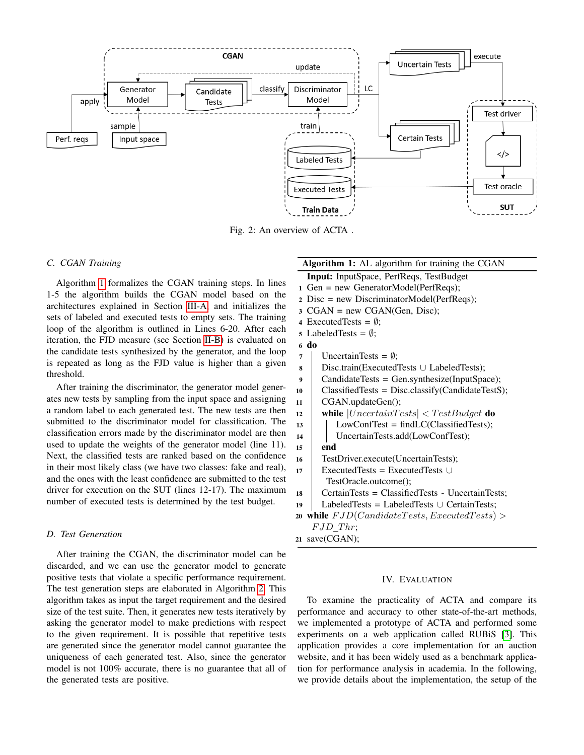Fig. 2: An overview of ACTA .

### C. CGAN Training

Algorithm 1 formalizes the CGAN training steps. In lines 1-5 the algorithm builds the CGAN model based on the architectures explained in Section III-A and initializes the sets of labeled and executed tests to empty sets. The training loop of the algorithm is outlined in Lines 6-20. After each iteration, the FJD measure (see Section II-B) is evaluated on the candidate tests synthesized by the generator, and the loop is repeated as long as the FJD value is higher than a given threshold.

After training the discriminator, the generator model generates new tests by sampling from the input space and assigning a random label to each generated test. The new tests are then submitted to the discriminator model for classification. The classification errors made by the discriminator model are then used to update the weights of the generator model (line 11). Next, the classified tests are ranked based on the confidence in their most likely class (we have two classes: fake and real), and the ones with the least confidence are submitted to the test driver for execution on the SUT (lines 12-17). The maximum number of executed tests is determined by the test budget.

**Algorithm 1:** AL algorithm for training the CGAN

```
Input: InputSpace, PerfReqs, TestBudget
1  Gen = new GeneratorModel(PerfReqs);
2  Disc = new DiscriminatorModel(PerfReqs);
3  CGAN = new CGAN(Gen, Disc);
4  ExecutedTests = ∅;
5  LabeledTests = ∅;
6  do
7      UncertainTests = ∅;
8      Disc.train(ExecutedTests ∪ LabeledTests);
9      CandidateTests = Gen.synthesize(InputSpace);
10     ClassifiedTests = Disc.classify(CandidateTestS);
11     CGAN.updateGen();
12     while |UncertainTests| < TestBudget do
13         LowConfTest = findLC(ClassifiedTests);
14         UncertainTests.add(LowConfTest);
15     end
16     TestDriver.execute(UncertainTests);
17     ExecutedTests = ExecutedTests ∪
         TestOracle.outcome();
18     CertainTests = ClassifiedTests - UncertainTests;
19     LabeledTests = LabeledTests ∪ CertainTests;
20 while FJD(CandidateTests, ExecutedTests) >
     FJD_Thr;
21 save(CGAN);
```

### D. Test Generation

After training the CGAN, the discriminator model can be discarded, and we can use the generator model to generate positive tests that violate a specific performance requirement. The test generation steps are elaborated in Algorithm 2. This algorithm takes as input the target requirement and the desired size of the test suite. Then, it generates new tests iteratively by asking the generator model to make predictions with respect to the given requirement. It is possible that repetitive tests are generated since the generator model cannot guarantee the uniqueness of each generated test. Also, since the generator model is not 100% accurate, there is no guarantee that all of the generated tests are positive.

## IV. Evaluation

To examine the practicality of ACTA and compare its performance and accuracy to other state-of-the-art methods, we implemented a prototype of ACTA and performed some experiments on a web application called RUBiS [3]. This application provides a core implementation for an auction website, and it has been widely used as a benchmark application for performance analysis in academia. In the following, we provide details about the implementation, the setup of the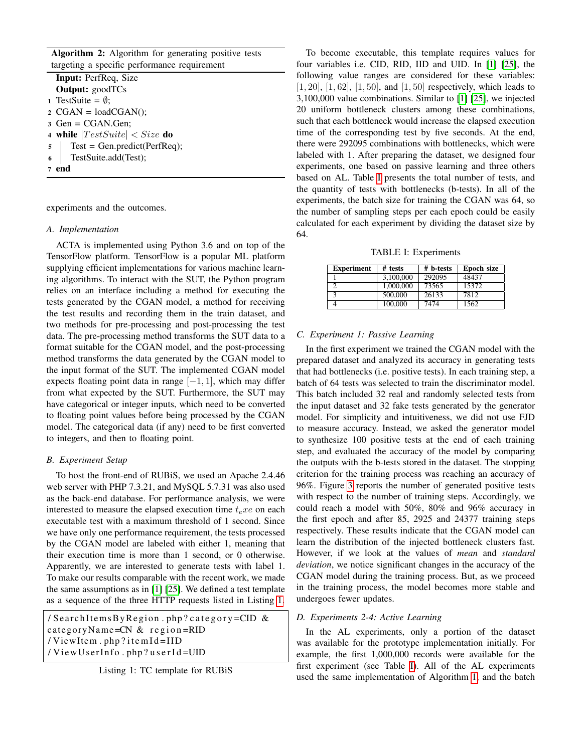**Algorithm 2:** Algorithm for generating positive tests targeting a specific performance requirement

```
Input: PerfReq, Size
Output: goodTCs
1 TestSuite = ∅;
2 CGAN = loadCGAN();
3 Gen = CGAN.Gen;
4 while |TestSuite| < Size do
5   |  Test = Gen.predict(PerfReq);
6   |  TestSuite.add(Test);
7 end
```

experiments and the outcomes.

### A. Implementation

ACTA is implemented using Python 3.6 and on top of the TensorFlow platform. TensorFlow is a popular ML platform supplying efficient implementations for various machine learning algorithms. To interact with the SUT, the Python program relies on an interface including a method for executing the tests generated by the CGAN model, a method for receiving the test results and recording them in the train dataset, and two methods for pre-processing and post-processing the test data. The pre-processing method transforms the SUT data to a format suitable for the CGAN model, and the post-processing method transforms the data generated by the CGAN model to the input format of the SUT. The implemented CGAN model expects floating point data in range $[-1, 1]$, which may differ from what expected by the SUT. Furthermore, the SUT may have categorical or integer inputs, which need to be converted to floating point values before being processed by the CGAN model. The categorical data (if any) need to be first converted to integers, and then to floating point.

### B. Experiment Setup

To host the front-end of RUBiS, we used an Apache 2.4.46 web server with PHP 7.3.21, and MySQL 5.7.31 was also used as the back-end database. For performance analysis, we were interested to measure the elapsed execution time $t_exe$ on each executable test with a maximum threshold of 1 second. Since we have only one performance requirement, the tests processed by the CGAN model are labeled with either 1, meaning that their execution time is more than 1 second, or 0 otherwise. Apparently, we are interested to generate tests with label 1. To make our results comparable with the recent work, we made the same assumptions as in [1] [25]. We defined a test template as a sequence of the three HTTP requests listed in Listing 1.

```
/SearchItemsByRegion.php?category=CID &
categoryName=CN & region=RID
/ViewItem.php?itemId=IID
/ViewUserInfo.php?userId=UID
```

Listing 1: TC template for RUBiS

To become executable, this template requires values for four variables i.e. CID, RID, IID and UID. In [1] [25], the following value ranges are considered for these variables: $[1, 20]$, $[1, 62]$, $[1, 50]$, and $[1, 50]$ respectively, which leads to 3,100,000 value combinations. Similar to [1] [25], we injected 20 uniform bottleneck clusters among these combinations, such that each bottleneck would increase the elapsed execution time of the corresponding test by five seconds. At the end, there were 292095 combinations with bottlenecks, which were labeled with 1. After preparing the dataset, we designed four experiments, one based on passive learning and three others based on AL. Table I presents the total number of tests, and the quantity of tests with bottlenecks (b-tests). In all of the experiments, the batch size for training the CGAN was 64, so the number of sampling steps per each epoch could be easily calculated for each experiment by dividing the dataset size by 64.

TABLE I: Experiments

| Experiment | # tests | # b-tests | Epoch size |
|---|---|---|---|
| 1 | 3,100,000 | 292095 | 48437 |
| 2 | 1,000,000 | 73565 | 15372 |
| 3 | 500,000 | 26133 | 7812 |
| 4 | 100,000 | 7474 | 1562 |

### C. Experiment 1: Passive Learning

In the first experiment we trained the CGAN model with the prepared dataset and analyzed its accuracy in generating tests that had bottlenecks (i.e. positive tests). In each training step, a batch of 64 tests was selected to train the discriminator model. This batch included 32 real and randomly selected tests from the input dataset and 32 fake tests generated by the generator model. For simplicity and intuitiveness, we did not use FJD to measure accuracy. Instead, we asked the generator model to synthesize 100 positive tests at the end of each training step, and evaluated the accuracy of the model by comparing the outputs with the b-tests stored in the dataset. The stopping criterion for the training process was reaching an accuracy of 96%. Figure 3 reports the number of generated positive tests with respect to the number of training steps. Accordingly, we could reach a model with 50%, 80% and 96% accuracy in the first epoch and after 85, 2925 and 24377 training steps respectively. These results indicate that the CGAN model can learn the distribution of the injected bottleneck clusters fast. However, if we look at the values of *mean* and *standard deviation*, we notice significant changes in the accuracy of the CGAN model during the training process. But, as we proceed in the training process, the model becomes more stable and undergoes fewer updates.

### D. Experiments 2-4: Active Learning

In the AL experiments, only a portion of the dataset was available for the prototype implementation initially. For example, the first 1,000,000 records were available for the first experiment (see Table I). All of the AL experiments used the same implementation of Algorithm 1, and the batch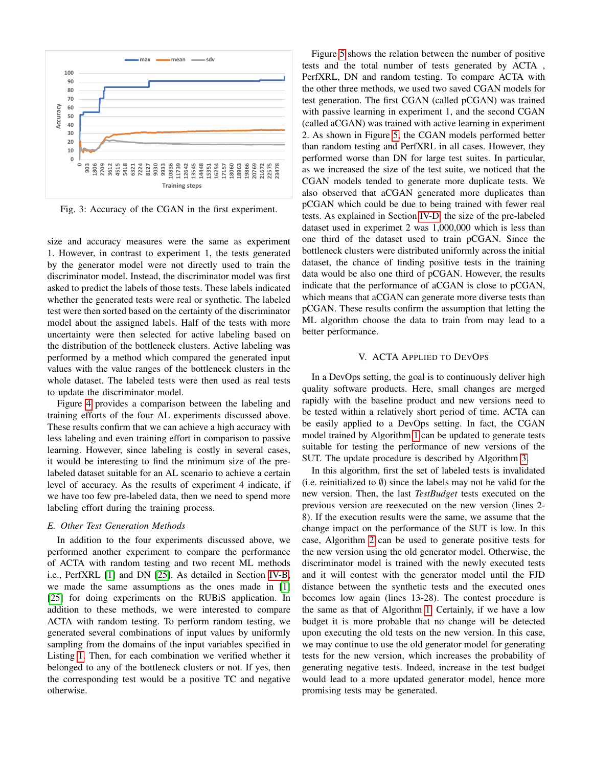Fig. 3: Accuracy of the CGAN in the first experiment.

size and accuracy measures were the same as experiment 1. However, in contrast to experiment 1, the tests generated by the generator model were not directly used to train the discriminator model. Instead, the discriminator model was first asked to predict the labels of those tests. These labels indicated whether the generated tests were real or synthetic. The labeled test were then sorted based on the certainty of the discriminator model about the assigned labels. Half of the tests with more uncertainty were then selected for active labeling based on the distribution of the bottleneck clusters. Active labeling was performed by a method which compared the generated input values with the value ranges of the bottleneck clusters in the whole dataset. The labeled tests were then used as real tests to update the discriminator model.

Figure 4 provides a comparison between the labeling and training efforts of the four AL experiments discussed above. These results confirm that we can achieve a high accuracy with less labeling and even training effort in comparison to passive learning. However, since labeling is costly in several cases, it would be interesting to find the minimum size of the pre-labeled dataset suitable for an AL scenario to achieve a certain level of accuracy. As the results of experiment 4 indicate, if we have too few pre-labeled data, then we need to spend more labeling effort during the training process.

### E. Other Test Generation Methods

In addition to the four experiments discussed above, we performed another experiment to compare the performance of ACTA with random testing and two recent ML methods i.e., PerfXRL [1] and DN [25]. As detailed in Section IV-B, we made the same assumptions as the ones made in [1] [25] for doing experiments on the RUBiS application. In addition to these methods, we were interested to compare ACTA with random testing. To perform random testing, we generated several combinations of input values by uniformly sampling from the domains of the input variables specified in Listing 1. Then, for each combination we verified whether it belonged to any of the bottleneck clusters or not. If yes, then the corresponding test would be a positive TC and negative otherwise.

Figure 5 shows the relation between the number of positive tests and the total number of tests generated by ACTA , PerfXRL, DN and random testing. To compare ACTA with the other three methods, we used two saved CGAN models for test generation. The first CGAN (called pCGAN) was trained with passive learning in experiment 1, and the second CGAN (called aCGAN) was trained with active learning in experiment 2. As shown in Figure 5, the CGAN models performed better than random testing and PerfXRL in all cases. However, they performed worse than DN for large test suites. In particular, as we increased the size of the test suite, we noticed that the CGAN models tended to generate more duplicate tests. We also observed that aCGAN generated more duplicates than pCGAN which could be due to being trained with fewer real tests. As explained in Section IV-D, the size of the pre-labeled dataset used in experimet 2 was 1,000,000 which is less than one third of the dataset used to train pCGAN. Since the bottleneck clusters were distributed uniformly across the initial dataset, the chance of finding positive tests in the training data would be also one third of pCGAN. However, the results indicate that the performance of aCGAN is close to pCGAN, which means that aCGAN can generate more diverse tests than pCGAN. These results confirm the assumption that letting the ML algorithm choose the data to train from may lead to a better performance.

## V. ACTA Applied to DevOps

In a DevOps setting, the goal is to continuously deliver high quality software products. Here, small changes are merged rapidly with the baseline product and new versions need to be tested within a relatively short period of time. ACTA can be easily applied to a DevOps setting. In fact, the CGAN model trained by Algorithm 1 can be updated to generate tests suitable for testing the performance of new versions of the SUT. The update procedure is described by Algorithm 3.

In this algorithm, first the set of labeled tests is invalidated (i.e. reinitialized to $\emptyset$) since the labels may not be valid for the new version. Then, the last *TestBudget* tests executed on the previous version are reexecuted on the new version (lines 2-8). If the execution results were the same, we assume that the change impact on the performance of the SUT is low. In this case, Algorithm 2 can be used to generate positive tests for the new version using the old generator model. Otherwise, the discriminator model is trained with the newly executed tests and it will contest with the generator model until the FJD distance between the synthetic tests and the executed ones becomes low again (lines 13-28). The contest procedure is the same as that of Algorithm 1. Certainly, if we have a low budget it is more probable that no change will be detected upon executing the old tests on the new version. In this case, we may continue to use the old generator model for generating tests for the new version, which increases the probability of generating negative tests. Indeed, increase in the test budget would lead to a more updated generator model, hence more promising tests may be generated.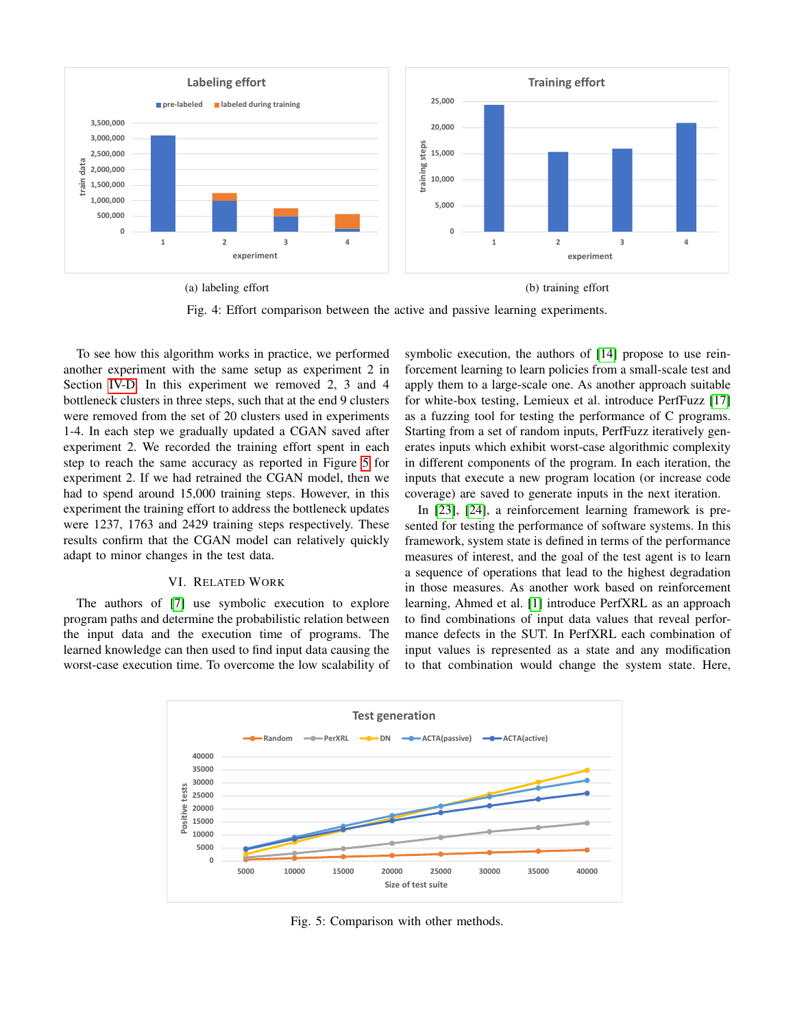(a) labeling effort

(b) training effort

Fig. 4: Effort comparison between the active and passive learning experiments.

To see how this algorithm works in practice, we performed another experiment with the same setup as experiment 2 in Section IV-D. In this experiment we removed 2, 3 and 4 bottleneck clusters in three steps, such that at the end 9 clusters were removed from the set of 20 clusters used in experiments 1-4. In each step we gradually updated a CGAN saved after experiment 2. We recorded the training effort spent in each step to reach the same accuracy as reported in Figure 5 for experiment 2. If we had retrained the CGAN model, then we had to spend around 15,000 training steps. However, in this experiment the training effort to address the bottleneck updates were 1237, 1763 and 2429 training steps respectively. These results confirm that the CGAN model can relatively quickly adapt to minor changes in the test data.

## VI. Related Work

The authors of [7] use symbolic execution to explore program paths and determine the probabilistic relation between the input data and the execution time of programs. The learned knowledge can then used to find input data causing the worst-case execution time. To overcome the low scalability of symbolic execution, the authors of [14] propose to use reinforcement learning to learn policies from a small-scale test and apply them to a large-scale one. As another approach suitable for white-box testing, Lemieux et al. introduce PerfFuzz [17] as a fuzzing tool for testing the performance of C programs. Starting from a set of random inputs, PerfFuzz iteratively generates inputs which exhibit worst-case algorithmic complexity in different components of the program. In each iteration, the inputs that execute a new program location (or increase code coverage) are saved to generate inputs in the next iteration.

In [23], [24], a reinforcement learning framework is presented for testing the performance of software systems. In this framework, system state is defined in terms of the performance measures of interest, and the goal of the test agent is to learn a sequence of operations that lead to the highest degradation in those measures. As another work based on reinforcement learning, Ahmed et al. [1] introduce PerfXRL as an approach to find combinations of input data values that reveal performance defects in the SUT. In PerfXRL each combination of input values is represented as a state and any modification to that combination would change the system state. Here,

Fig. 5: Comparison with other methods.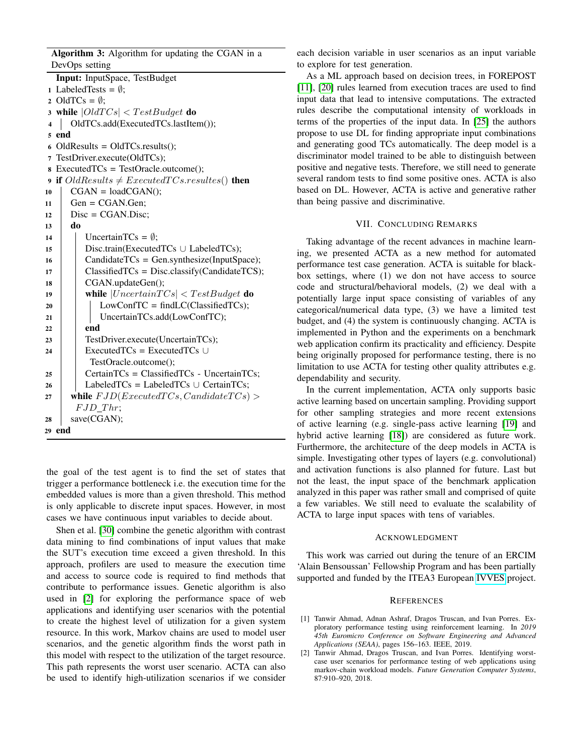**Algorithm 3:** Algorithm for updating the CGAN in a DevOps setting

```
   Input: InputSpace, TestBudget
1  LabeledTests = ∅;
2  OldTCs = ∅;
3  while |OldTCs| < TestBudget do
4  |  OldTCs.add(ExecutedTCs.lastItem());
5  end
6  OldResults = OldTCs.results();
7  TestDriver.execute(OldTCs);
8  ExecutedTCs = TestOracle.outcome();
9  if OldResults ≠ ExecutedTCs.resultes() then
10 |  CGAN = loadCGAN();
11 |  Gen = CGAN.Gen;
12 |  Disc = CGAN.Disc;
13 |  do
14 |  |  UncertainTCs = ∅;
15 |  |  Disc.train(ExecutedTCs ∪ LabeledTCs);
16 |  |  CandidateTCs = Gen.synthesize(InputSpace);
17 |  |  ClassifiedTCs = Disc.classify(CandidateTCS);
18 |  |  CGAN.updateGen();
19 |  |  while |UncertainTCs| < TestBudget do
20 |  |  |  LowConfTC = findLC(ClassifiedTCs);
21 |  |  |  UncertainTCs.add(LowConfTC);
22 |  |  end
23 |  |  TestDriver.execute(UncertainTCs);
24 |  |  ExecutedTCs = ExecutedTCs ∪
   |  |    TestOracle.outcome();
25 |  |  CertainTCs = ClassifiedTCs - UncertainTCs;
26 |  |  LabeledTCs = LabeledTCs ∪ CertainTCs;
27 |  while FJD(ExecutedTCs, CandidateTCs) >
   |    FJD_Thr;
28 |  save(CGAN);
29 end
```

the goal of the test agent is to find the set of states that trigger a performance bottleneck i.e. the execution time for the embedded values is more than a given threshold. This method is only applicable to discrete input spaces. However, in most cases we have continuous input variables to decide about.

Shen et al. [30] combine the genetic algorithm with contrast data mining to find combinations of input values that make the SUT's execution time exceed a given threshold. In this approach, profilers are used to measure the execution time and access to source code is required to find methods that contribute to performance issues. Genetic algorithm is also used in [2] for exploring the performance space of web applications and identifying user scenarios with the potential to create the highest level of utilization for a given system resource. In this work, Markov chains are used to model user scenarios, and the genetic algorithm finds the worst path in this model with respect to the utilization of the target resource. This path represents the worst user scenario. ACTA can also be used to identify high-utilization scenarios if we consider each decision variable in user scenarios as an input variable to explore for test generation.

As a ML approach based on decision trees, in FOREPOST [11], [20] rules learned from execution traces are used to find input data that lead to intensive computations. The extracted rules describe the computational intensity of workloads in terms of the properties of the input data. In [25] the authors propose to use DL for finding appropriate input combinations and generating good TCs automatically. The deep model is a discriminator model trained to be able to distinguish between positive and negative tests. Therefore, we still need to generate several random tests to find some positive ones. ACTA is also based on DL. However, ACTA is active and generative rather than being passive and discriminative.

## VII. Concluding Remarks

Taking advantage of the recent advances in machine learning, we presented ACTA as a new method for automated performance test case generation. ACTA is suitable for black-box settings, where (1) we don not have access to source code and structural/behavioral models, (2) we deal with a potentially large input space consisting of variables of any categorical/numerical data type, (3) we have a limited test budget, and (4) the system is continuously changing. ACTA is implemented in Python and the experiments on a benchmark web application confirm its practicality and efficiency. Despite being originally proposed for performance testing, there is no limitation to use ACTA for testing other quality attributes e.g. dependability and security.

In the current implementation, ACTA only supports basic active learning based on uncertain sampling. Providing support for other sampling strategies and more recent extensions of active learning (e.g. single-pass active learning [19] and hybrid active learning [18]) are considered as future work. Furthermore, the architecture of the deep models in ACTA is simple. Investigating other types of layers (e.g. convolutional) and activation functions is also planned for future. Last but not the least, the input space of the benchmark application analyzed in this paper was rather small and comprised of quite a few variables. We still need to evaluate the scalability of ACTA to large input spaces with tens of variables.

## Acknowledgment

This work was carried out during the tenure of an ERCIM 'Alain Bensoussan' Fellowship Program and has been partially supported and funded by the ITEA3 European IVVES project.

## References

[1] Tanwir Ahmad, Adnan Ashraf, Dragos Truscan, and Ivan Porres. Exploratory performance testing using reinforcement learning. In *2019 45th Euromicro Conference on Software Engineering and Advanced Applications (SEAA)*, pages 156–163. IEEE, 2019.

[2] Tanwir Ahmad, Dragos Truscan, and Ivan Porres. Identifying worst-case user scenarios for performance testing of web applications using markov-chain workload models. *Future Generation Computer Systems*, 87:910–920, 2018.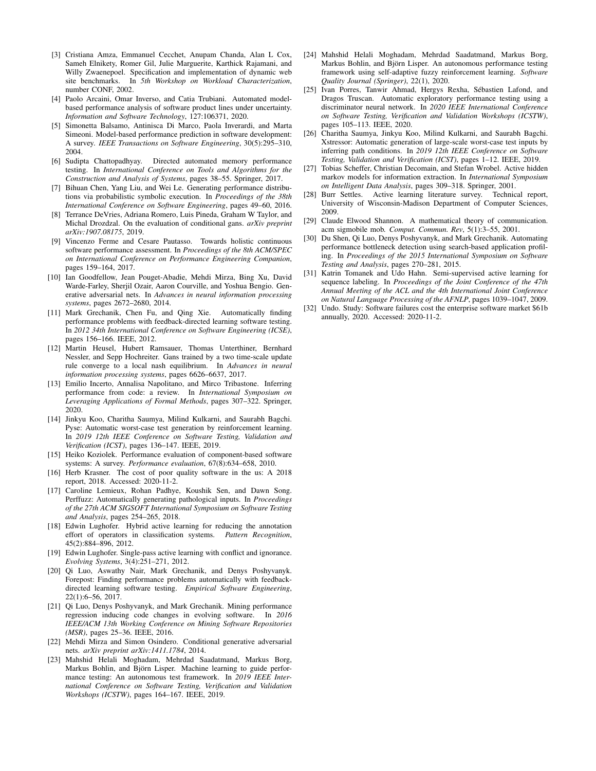[3] Cristiana Amza, Emmanuel Cecchet, Anupam Chanda, Alan L Cox, Sameh Elnikety, Romer Gil, Julie Marguerite, Karthick Rajamani, and Willy Zwaenepoel. Specification and implementation of dynamic web site benchmarks. In *5th Workshop on Workload Characterization*, number CONF, 2002.

[4] Paolo Arcaini, Omar Inverso, and Catia Trubiani. Automated model-based performance analysis of software product lines under uncertainty. *Information and Software Technology*, 127:106371, 2020.

[5] Simonetta Balsamo, Antinisca Di Marco, Paola Inverardi, and Marta Simeoni. Model-based performance prediction in software development: A survey. *IEEE Transactions on Software Engineering*, 30(5):295–310, 2004.

[6] Sudipta Chattopadhyay. Directed automated memory performance testing. In *International Conference on Tools and Algorithms for the Construction and Analysis of Systems*, pages 38–55. Springer, 2017.

[7] Bihuan Chen, Yang Liu, and Wei Le. Generating performance distributions via probabilistic symbolic execution. In *Proceedings of the 38th International Conference on Software Engineering*, pages 49–60, 2016.

[8] Terrance DeVries, Adriana Romero, Luis Pineda, Graham W Taylor, and Michal Drozdzal. On the evaluation of conditional gans. *arXiv preprint arXiv:1907.08175*, 2019.

[9] Vincenzo Ferme and Cesare Pautasso. Towards holistic continuous software performance assessment. In *Proceedings of the 8th ACM/SPEC on International Conference on Performance Engineering Companion*, pages 159–164, 2017.

[10] Ian Goodfellow, Jean Pouget-Abadie, Mehdi Mirza, Bing Xu, David Warde-Farley, Sherjil Ozair, Aaron Courville, and Yoshua Bengio. Generative adversarial nets. In *Advances in neural information processing systems*, pages 2672–2680, 2014.

[11] Mark Grechanik, Chen Fu, and Qing Xie. Automatically finding performance problems with feedback-directed learning software testing. In *2012 34th International Conference on Software Engineering (ICSE)*, pages 156–166. IEEE, 2012.

[12] Martin Heusel, Hubert Ramsauer, Thomas Unterthiner, Bernhard Nessler, and Sepp Hochreiter. Gans trained by a two time-scale update rule converge to a local nash equilibrium. In *Advances in neural information processing systems*, pages 6626–6637, 2017.

[13] Emilio Incerto, Annalisa Napolitano, and Mirco Tribastone. Inferring performance from code: a review. In *International Symposium on Leveraging Applications of Formal Methods*, pages 307–322. Springer, 2020.

[14] Jinkyu Koo, Charitha Saumya, Milind Kulkarni, and Saurabh Bagchi. Pyse: Automatic worst-case test generation by reinforcement learning. In *2019 12th IEEE Conference on Software Testing, Validation and Verification (ICST)*, pages 136–147. IEEE, 2019.

[15] Heiko Koziolek. Performance evaluation of component-based software systems: A survey. *Performance evaluation*, 67(8):634–658, 2010.

[16] Herb Krasner. The cost of poor quality software in the us: A 2018 report, 2018. Accessed: 2020-11-2.

[17] Caroline Lemieux, Rohan Padhye, Koushik Sen, and Dawn Song. Perffuzz: Automatically generating pathological inputs. In *Proceedings of the 27th ACM SIGSOFT International Symposium on Software Testing and Analysis*, pages 254–265, 2018.

[18] Edwin Lughofer. Hybrid active learning for reducing the annotation effort of operators in classification systems. *Pattern Recognition*, 45(2):884–896, 2012.

[19] Edwin Lughofer. Single-pass active learning with conflict and ignorance. *Evolving Systems*, 3(4):251–271, 2012.

[20] Qi Luo, Aswathy Nair, Mark Grechanik, and Denys Poshyvanyk. Forepost: Finding performance problems automatically with feedback-directed learning software testing. *Empirical Software Engineering*, 22(1):6–56, 2017.

[21] Qi Luo, Denys Poshyvanyk, and Mark Grechanik. Mining performance regression inducing code changes in evolving software. In *2016 IEEE/ACM 13th Working Conference on Mining Software Repositories (MSR)*, pages 25–36. IEEE, 2016.

[22] Mehdi Mirza and Simon Osindero. Conditional generative adversarial nets. *arXiv preprint arXiv:1411.1784*, 2014.

[23] Mahshid Helali Moghadam, Mehrdad Saadatmand, Markus Borg, Markus Bohlin, and Björn Lisper. Machine learning to guide performance testing: An autonomous test framework. In *2019 IEEE International Conference on Software Testing, Verification and Validation Workshops (ICSTW)*, pages 164–167. IEEE, 2019.

[24] Mahshid Helali Moghadam, Mehrdad Saadatmand, Markus Borg, Markus Bohlin, and Björn Lisper. An autonomous performance testing framework using self-adaptive fuzzy reinforcement learning. *Software Quality Journal (Springer)*, 22(1), 2020.

[25] Ivan Porres, Tanwir Ahmad, Hergys Rexha, Sébastien Lafond, and Dragos Truscan. Automatic exploratory performance testing using a discriminator neural network. In *2020 IEEE International Conference on Software Testing, Verification and Validation Workshops (ICSTW)*, pages 105–113. IEEE, 2020.

[26] Charitha Saumya, Jinkyu Koo, Milind Kulkarni, and Saurabh Bagchi. Xstressor: Automatic generation of large-scale worst-case test inputs by inferring path conditions. In *2019 12th IEEE Conference on Software Testing, Validation and Verification (ICST)*, pages 1–12. IEEE, 2019.

[27] Tobias Scheffer, Christian Decomain, and Stefan Wrobel. Active hidden markov models for information extraction. In *International Symposium on Intelligent Data Analysis*, pages 309–318. Springer, 2001.

[28] Burr Settles. Active learning literature survey. Technical report, University of Wisconsin-Madison Department of Computer Sciences, 2009.

[29] Claude Elwood Shannon. A mathematical theory of communication. acm sigmobile mob. *Comput. Commun. Rev*, 5(1):3–55, 2001.

[30] Du Shen, Qi Luo, Denys Poshyvanyk, and Mark Grechanik. Automating performance bottleneck detection using search-based application profiling. In *Proceedings of the 2015 International Symposium on Software Testing and Analysis*, pages 270–281, 2015.

[31] Katrin Tomanek and Udo Hahn. Semi-supervised active learning for sequence labeling. In *Proceedings of the Joint Conference of the 47th Annual Meeting of the ACL and the 4th International Joint Conference on Natural Language Processing of the AFNLP*, pages 1039–1047, 2009.

[32] Undo. Study: Software failures cost the enterprise software market $61b annually, 2020. Accessed: 2020-11-2.